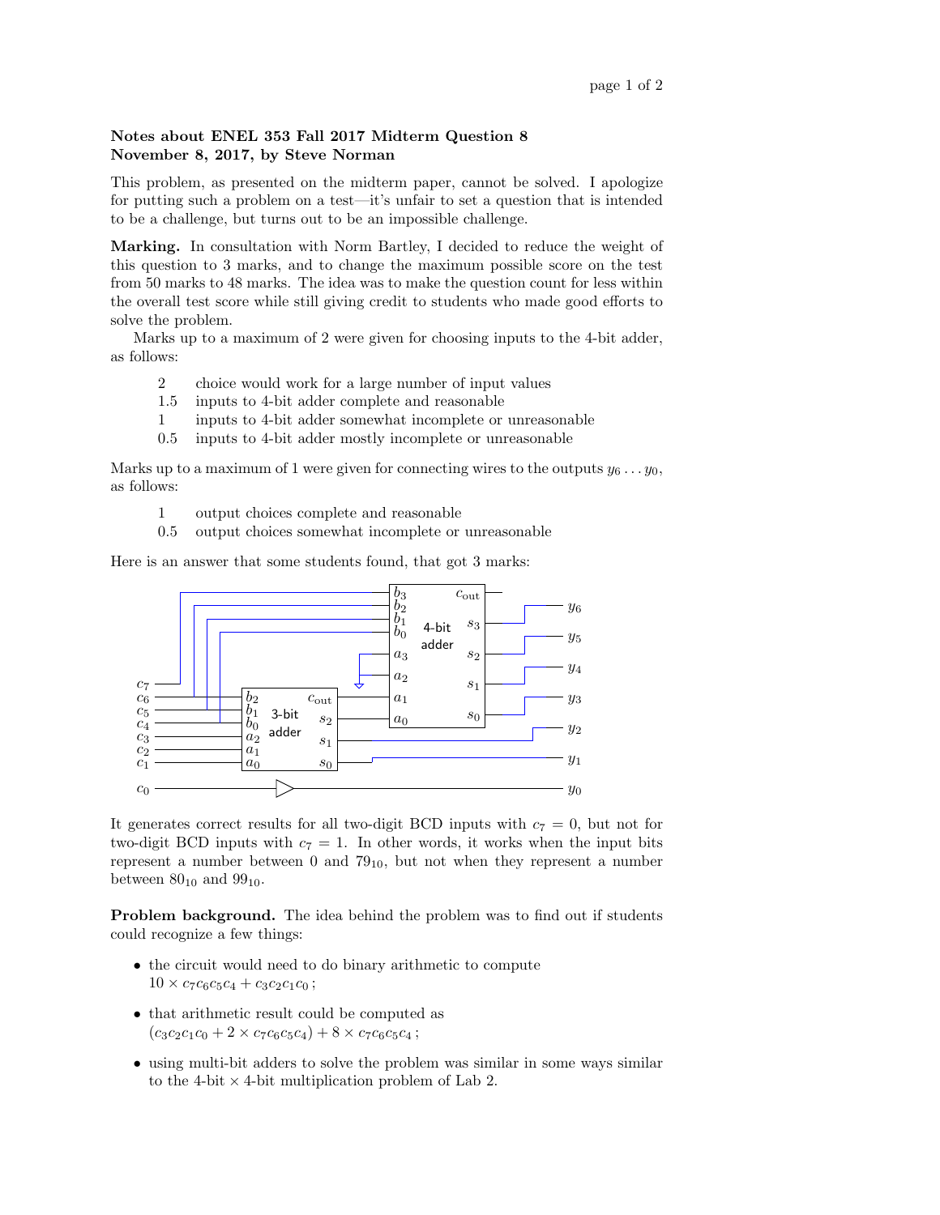**Notes about ENEL 353 Fall 2017 Midterm Question 8**
**November 8, 2017, by Steve Norman**

This problem, as presented on the midterm paper, cannot be solved. I apologize for putting such a problem on a test—it's unfair to set a question that is intended to be a challenge, but turns out to be an impossible challenge.

**Marking.** In consultation with Norm Bartley, I decided to reduce the weight of this question to 3 marks, and to change the maximum possible score on the test from 50 marks to 48 marks. The idea was to make the question count for less within the overall test score while still giving credit to students who made good efforts to solve the problem.

Marks up to a maximum of 2 were given for choosing inputs to the 4-bit adder, as follows:

- 2 choice would work for a large number of input values
- 1.5 inputs to 4-bit adder complete and reasonable
- 1 inputs to 4-bit adder somewhat incomplete or unreasonable
- 0.5 inputs to 4-bit adder mostly incomplete or unreasonable

Marks up to a maximum of 1 were given for connecting wires to the outputs $y_6 \ldots y_0$, as follows:

- 1 output choices complete and reasonable
- 0.5 output choices somewhat incomplete or unreasonable

Here is an answer that some students found, that got 3 marks:

It generates correct results for all two-digit BCD inputs with $c_7 = 0$, but not for two-digit BCD inputs with $c_7 = 1$. In other words, it works when the input bits represent a number between 0 and $79_{10}$, but not when they represent a number between $80_{10}$ and $99_{10}$.

**Problem background.** The idea behind the problem was to find out if students could recognize a few things:

- the circuit would need to do binary arithmetic to compute $10 \times c_7c_6c_5c_4 + c_3c_2c_1c_0$ ;
- that arithmetic result could be computed as $(c_3c_2c_1c_0 + 2 \times c_7c_6c_5c_4) + 8 \times c_7c_6c_5c_4$ ;
- using multi-bit adders to solve the problem was similar in some ways similar to the 4-bit × 4-bit multiplication problem of Lab 2.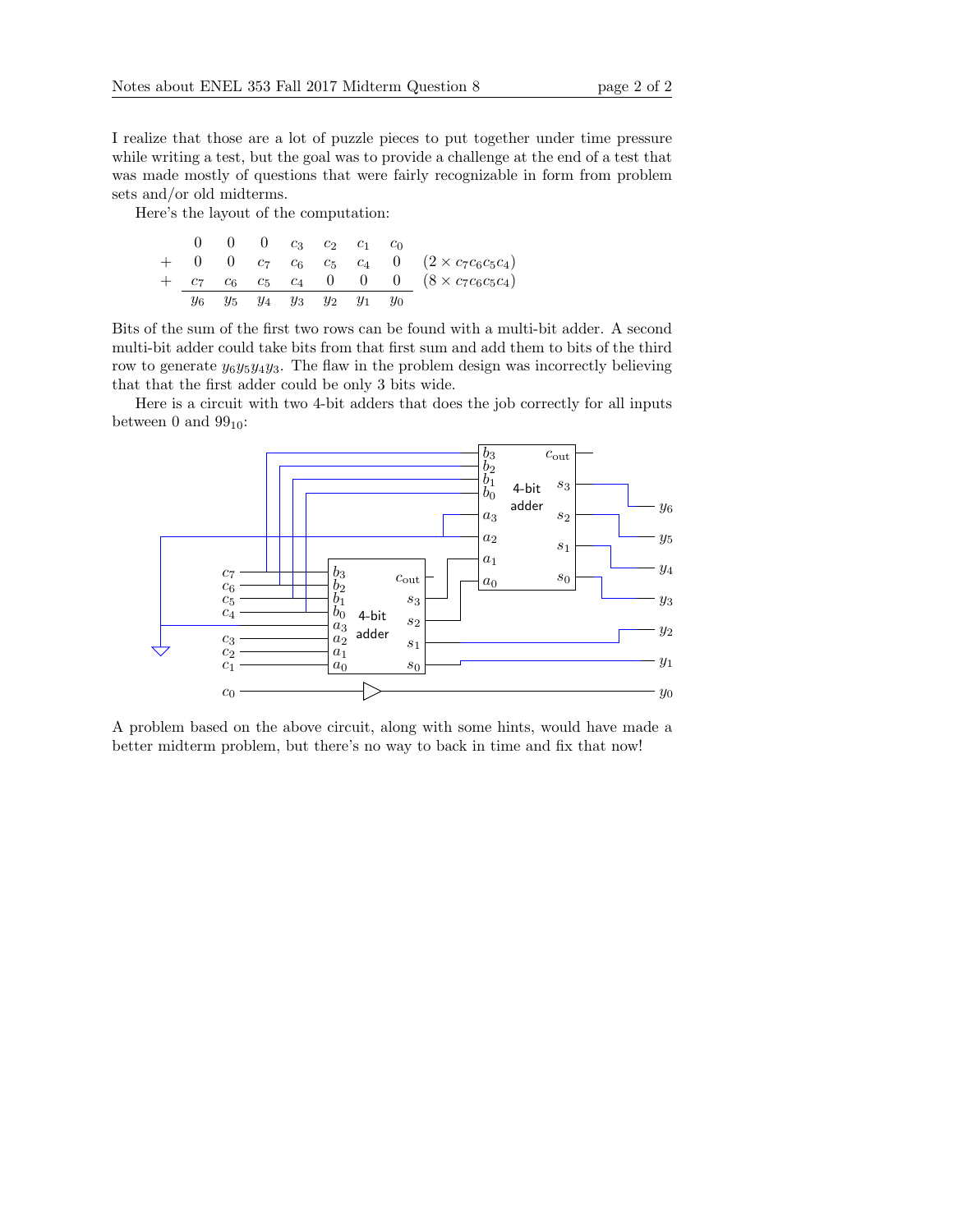I realize that those are a lot of puzzle pieces to put together under time pressure while writing a test, but the goal was to provide a challenge at the end of a test that was made mostly of questions that were fairly recognizable in form from problem sets and/or old midterms.

Here's the layout of the computation:

$$
\begin{array}{ccccccccl}
 & 0 & 0 & 0 & c_3 & c_2 & c_1 & c_0 & \\
+ & 0 & 0 & c_7 & c_6 & c_5 & c_4 & 0 & (2 \times c_7c_6c_5c_4) \\
+ & c_7 & c_6 & c_5 & c_4 & 0 & 0 & 0 & (8 \times c_7c_6c_5c_4) \\
\hline
 & y_6 & y_5 & y_4 & y_3 & y_2 & y_1 & y_0 &
\end{array}
$$

Bits of the sum of the first two rows can be found with a multi-bit adder. A second multi-bit adder could take bits from that first sum and add them to bits of the third row to generate $y_6y_5y_4y_3$. The flaw in the problem design was incorrectly believing that that the first adder could be only 3 bits wide.

Here is a circuit with two 4-bit adders that does the job correctly for all inputs between 0 and $99_{10}$:

4-bit adder: $b_3$ $b_2$ $b_1$ $b_0$ $a_3$ $a_2$ $a_1$ $a_0$ $c_{\text{out}}$ $s_3$ $s_2$ $s_1$ $s_0$

4-bit adder: $b_3$ $b_2$ $b_1$ $b_0$ $a_3$ $a_2$ $a_1$ $a_0$ $c_{\text{out}}$ $s_3$ $s_2$ $s_1$ $s_0$

$c_7$ $c_6$ $c_5$ $c_4$ $c_3$ $c_2$ $c_1$ $c_0$

$y_6$ $y_5$ $y_4$ $y_3$ $y_2$ $y_1$ $y_0$

A problem based on the above circuit, along with some hints, would have made a better midterm problem, but there's no way to back in time and fix that now!